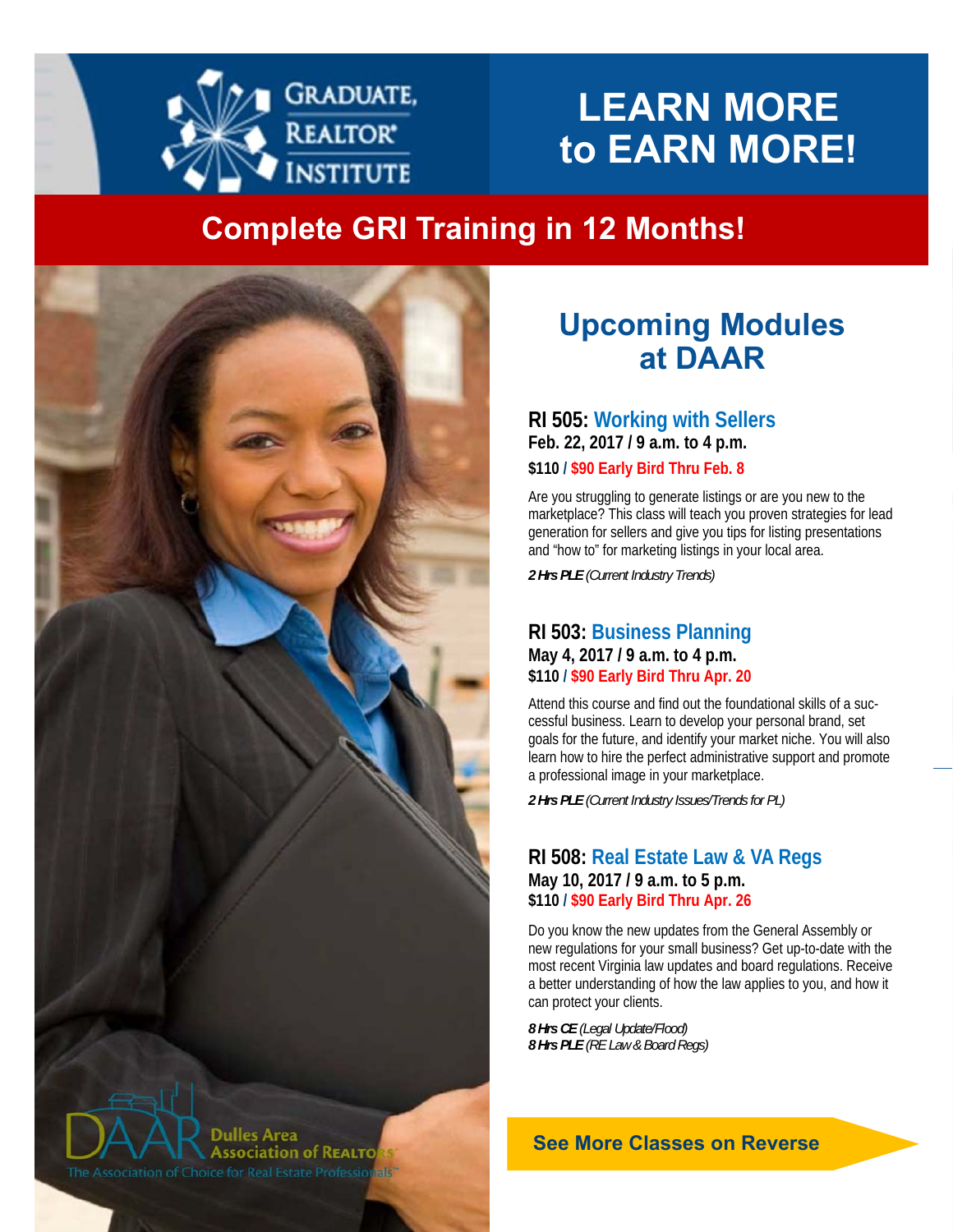GRADUATE, REALTOR® INSTITUTE

# LEARN MORE to EARN MORE!

## Complete GRI Training in 12 Months!

## Upcoming Modules at DAAR

### RI 505: Working with Sellers

**Feb. 22, 2017 / 9 a.m. to 4 p.m.**

**$110 / $90 Early Bird Thru Feb. 8**

Are you struggling to generate listings or are you new to the marketplace? This class will teach you proven strategies for lead generation for sellers and give you tips for listing presentations and "how to" for marketing listings in your local area.

***2 Hrs PLE** (Current Industry Trends)*

### RI 503: Business Planning

**May 4, 2017 / 9 a.m. to 4 p.m.**

**$110 / $90 Early Bird Thru Apr. 20**

Attend this course and find out the foundational skills of a successful business. Learn to develop your personal brand, set goals for the future, and identify your market niche. You will also learn how to hire the perfect administrative support and promote a professional image in your marketplace.

***2 Hrs PLE** (Current Industry Issues/Trends for PL)*

### RI 508: Real Estate Law & VA Regs

**May 10, 2017 / 9 a.m. to 5 p.m.**

**$110 / $90 Early Bird Thru Apr. 26**

Do you know the new updates from the General Assembly or new regulations for your small business? Get up-to-date with the most recent Virginia law updates and board regulations. Receive a better understanding of how the law applies to you, and how it can protect your clients.

***8 Hrs CE** (Legal Update/Flood)*
***8 Hrs PLE** (RE Law & Board Regs)*

DAAR Dulles Area Association of REALTORS®
The Association of Choice for Real Estate Professionals™

**See More Classes on Reverse**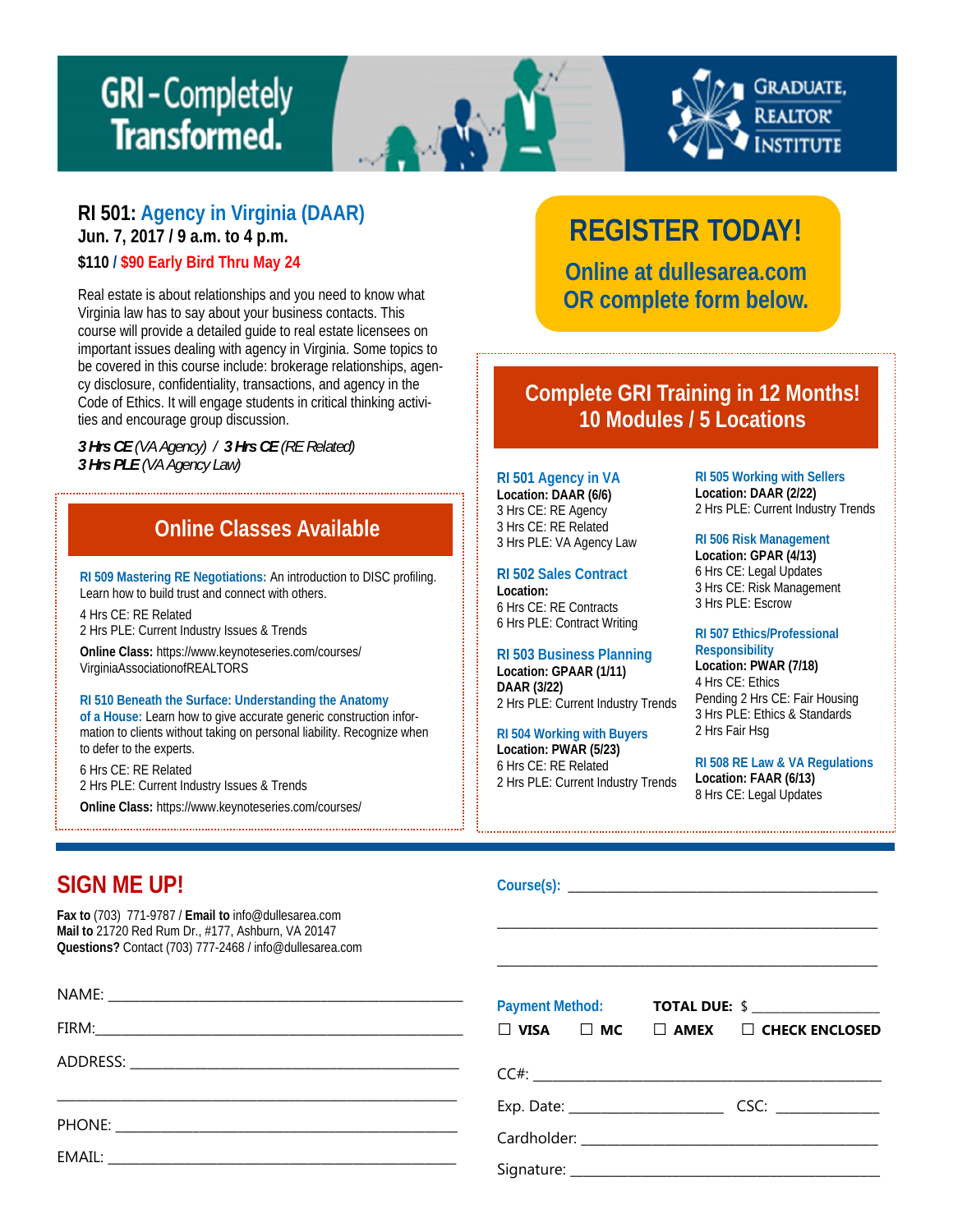# GRI - Completely Transformed.

GRADUATE, REALTOR® INSTITUTE

## RI 501: Agency in Virginia (DAAR)

**Jun. 7, 2017 / 9 a.m. to 4 p.m.**

**$110 / $90 Early Bird Thru May 24**

Real estate is about relationships and you need to know what Virginia law has to say about your business contacts. This course will provide a detailed guide to real estate licensees on important issues dealing with agency in Virginia. Some topics to be covered in this course include: brokerage relationships, agency disclosure, confidentiality, transactions, and agency in the Code of Ethics. It will engage students in critical thinking activities and encourage group discussion.

***3 Hrs CE** (VA Agency) / **3 Hrs CE** (RE Related)*
***3 Hrs PLE** (VA Agency Law)*

## Online Classes Available

**RI 509 Mastering RE Negotiations:** An introduction to DISC profiling. Learn how to build trust and connect with others.

4 Hrs CE: RE Related
2 Hrs PLE: Current Industry Issues & Trends

**Online Class:** https://www.keynoteseries.com/courses/VirginiaAssociationofREALTORS

**RI 510 Beneath the Surface: Understanding the Anatomy of a House:** Learn how to give accurate generic construction information to clients without taking on personal liability. Recognize when to defer to the experts.

6 Hrs CE: RE Related
2 Hrs PLE: Current Industry Issues & Trends

**Online Class:** https://www.keynoteseries.com/courses/

## REGISTER TODAY!

**Online at dullesarea.com OR complete form below.**

## Complete GRI Training in 12 Months! 10 Modules / 5 Locations

**RI 501 Agency in VA**
**Location: DAAR (6/6)**
3 Hrs CE: RE Agency
3 Hrs CE: RE Related
3 Hrs PLE: VA Agency Law

**RI 502 Sales Contract**
**Location:**
6 Hrs CE: RE Contracts
6 Hrs PLE: Contract Writing

**RI 503 Business Planning**
**Location: GPAAR (1/11) DAAR (3/22)**
2 Hrs PLE: Current Industry Trends

**RI 504 Working with Buyers**
**Location: PWAR (5/23)**
6 Hrs CE: RE Related
2 Hrs PLE: Current Industry Trends

**RI 505 Working with Sellers**
**Location: DAAR (2/22)**
2 Hrs PLE: Current Industry Trends

**RI 506 Risk Management**
**Location: GPAR (4/13)**
6 Hrs CE: Legal Updates
3 Hrs CE: Risk Management
3 Hrs PLE: Escrow

**RI 507 Ethics/Professional Responsibility**
**Location: PWAR (7/18)**
4 Hrs CE: Ethics
Pending 2 Hrs CE: Fair Housing
3 Hrs PLE: Ethics & Standards
2 Hrs Fair Hsg

**RI 508 RE Law & VA Regulations**
**Location: FAAR (6/13)**
8 Hrs CE: Legal Updates

## SIGN ME UP!

**Fax to** (703) 771-9787 / **Email to** info@dullesarea.com
**Mail to** 21720 Red Rum Dr., #177, Ashburn, VA 20147
**Questions?** Contact (703) 777-2468 / info@dullesarea.com

NAME: ______________________

FIRM: ______________________

ADDRESS: ______________________

______________________

PHONE: ______________________

EMAIL: ______________________

**Course(s):** ______________________

______________________

______________________

**Payment Method:** **TOTAL DUE:** $ __________

☐ **VISA** ☐ **MC** ☐ **AMEX** ☐ **CHECK ENCLOSED**

CC#: ______________________

Exp. Date: __________ CSC: __________

Cardholder: ______________________

Signature: ______________________